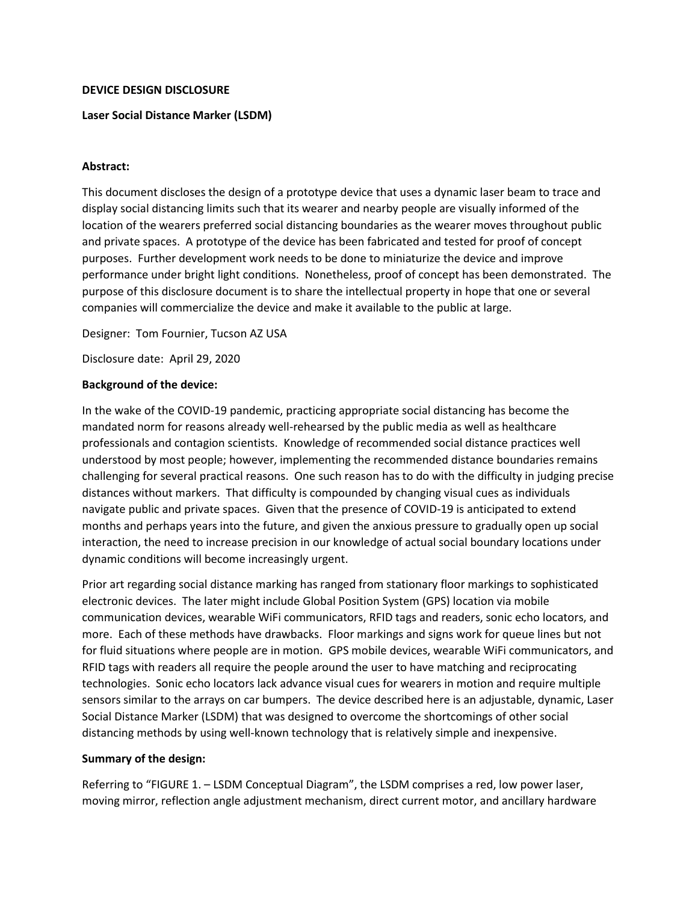**DEVICE DESIGN DISCLOSURE**

**Laser Social Distance Marker (LSDM)**

**Abstract:**

This document discloses the design of a prototype device that uses a dynamic laser beam to trace and display social distancing limits such that its wearer and nearby people are visually informed of the location of the wearers preferred social distancing boundaries as the wearer moves throughout public and private spaces. A prototype of the device has been fabricated and tested for proof of concept purposes. Further development work needs to be done to miniaturize the device and improve performance under bright light conditions. Nonetheless, proof of concept has been demonstrated. The purpose of this disclosure document is to share the intellectual property in hope that one or several companies will commercialize the device and make it available to the public at large.

Designer: Tom Fournier, Tucson AZ USA

Disclosure date: April 29, 2020

**Background of the device:**

In the wake of the COVID-19 pandemic, practicing appropriate social distancing has become the mandated norm for reasons already well-rehearsed by the public media as well as healthcare professionals and contagion scientists. Knowledge of recommended social distance practices well understood by most people; however, implementing the recommended distance boundaries remains challenging for several practical reasons. One such reason has to do with the difficulty in judging precise distances without markers. That difficulty is compounded by changing visual cues as individuals navigate public and private spaces. Given that the presence of COVID-19 is anticipated to extend months and perhaps years into the future, and given the anxious pressure to gradually open up social interaction, the need to increase precision in our knowledge of actual social boundary locations under dynamic conditions will become increasingly urgent.

Prior art regarding social distance marking has ranged from stationary floor markings to sophisticated electronic devices. The later might include Global Position System (GPS) location via mobile communication devices, wearable WiFi communicators, RFID tags and readers, sonic echo locators, and more. Each of these methods have drawbacks. Floor markings and signs work for queue lines but not for fluid situations where people are in motion. GPS mobile devices, wearable WiFi communicators, and RFID tags with readers all require the people around the user to have matching and reciprocating technologies. Sonic echo locators lack advance visual cues for wearers in motion and require multiple sensors similar to the arrays on car bumpers. The device described here is an adjustable, dynamic, Laser Social Distance Marker (LSDM) that was designed to overcome the shortcomings of other social distancing methods by using well-known technology that is relatively simple and inexpensive.

**Summary of the design:**

Referring to "FIGURE 1. – LSDM Conceptual Diagram", the LSDM comprises a red, low power laser, moving mirror, reflection angle adjustment mechanism, direct current motor, and ancillary hardware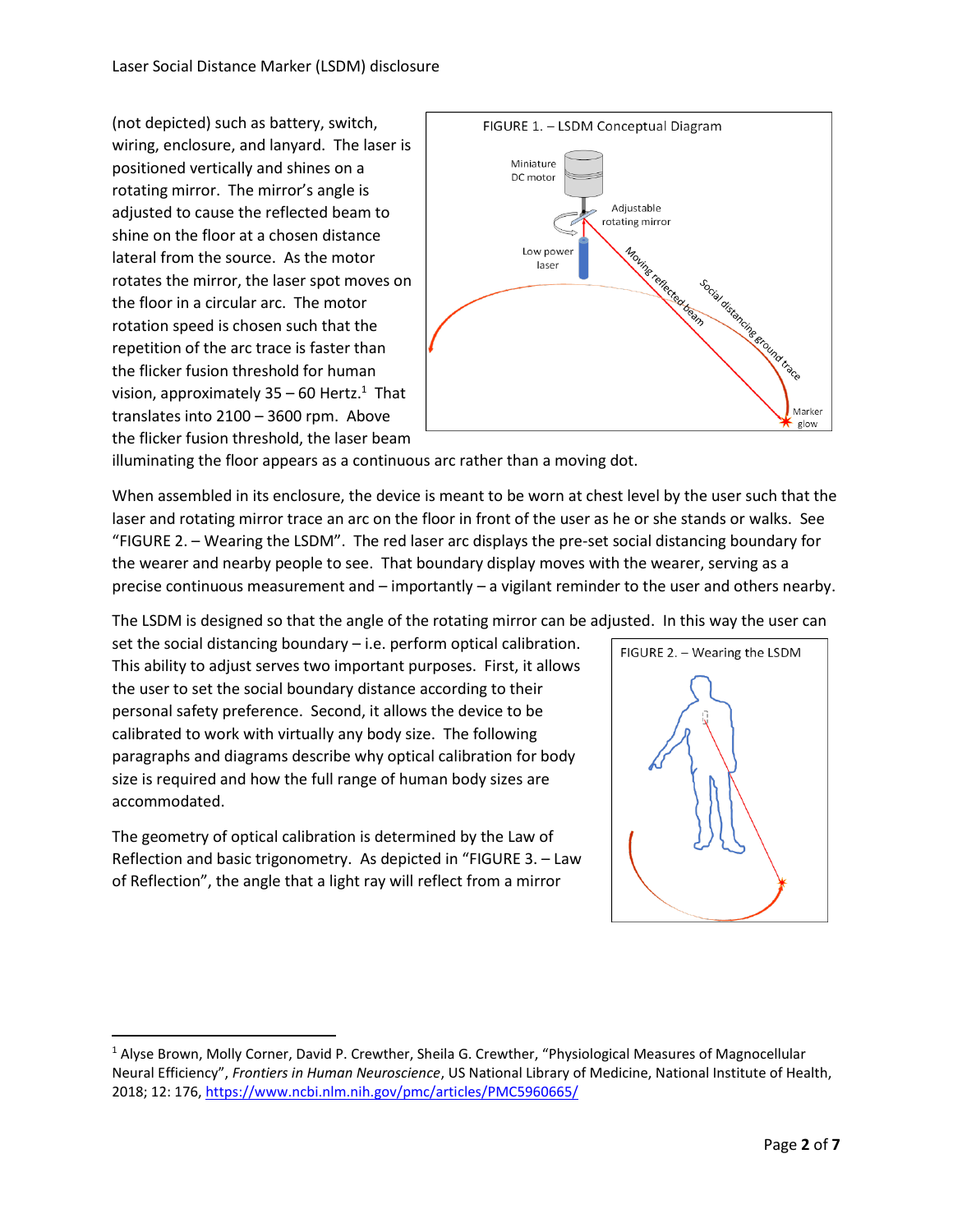(not depicted) such as battery, switch, wiring, enclosure, and lanyard. The laser is positioned vertically and shines on a rotating mirror. The mirror's angle is adjusted to cause the reflected beam to shine on the floor at a chosen distance lateral from the source. As the motor rotates the mirror, the laser spot moves on the floor in a circular arc. The motor rotation speed is chosen such that the repetition of the arc trace is faster than the flicker fusion threshold for human vision, approximately 35 – 60 Hertz.[1] That translates into 2100 – 3600 rpm. Above the flicker fusion threshold, the laser beam illuminating the floor appears as a continuous arc rather than a moving dot.

FIGURE 1. – LSDM Conceptual Diagram

Miniature DC motor

Adjustable rotating mirror

Low power laser

Moving reflected beam

Social distancing ground trace

Marker glow

When assembled in its enclosure, the device is meant to be worn at chest level by the user such that the laser and rotating mirror trace an arc on the floor in front of the user as he or she stands or walks. See "FIGURE 2. – Wearing the LSDM". The red laser arc displays the pre-set social distancing boundary for the wearer and nearby people to see. That boundary display moves with the wearer, serving as a precise continuous measurement and – importantly – a vigilant reminder to the user and others nearby.

The LSDM is designed so that the angle of the rotating mirror can be adjusted. In this way the user can set the social distancing boundary – i.e. perform optical calibration. This ability to adjust serves two important purposes. First, it allows the user to set the social boundary distance according to their personal safety preference. Second, it allows the device to be calibrated to work with virtually any body size. The following paragraphs and diagrams describe why optical calibration for body size is required and how the full range of human body sizes are accommodated.

FIGURE 2. – Wearing the LSDM

The geometry of optical calibration is determined by the Law of Reflection and basic trigonometry. As depicted in "FIGURE 3. – Law of Reflection", the angle that a light ray will reflect from a mirror

---

[1] Alyse Brown, Molly Corner, David P. Crewther, Sheila G. Crewther, "Physiological Measures of Magnocellular Neural Efficiency", *Frontiers in Human Neuroscience*, US National Library of Medicine, National Institute of Health, 2018; 12: 176, https://www.ncbi.nlm.nih.gov/pmc/articles/PMC5960665/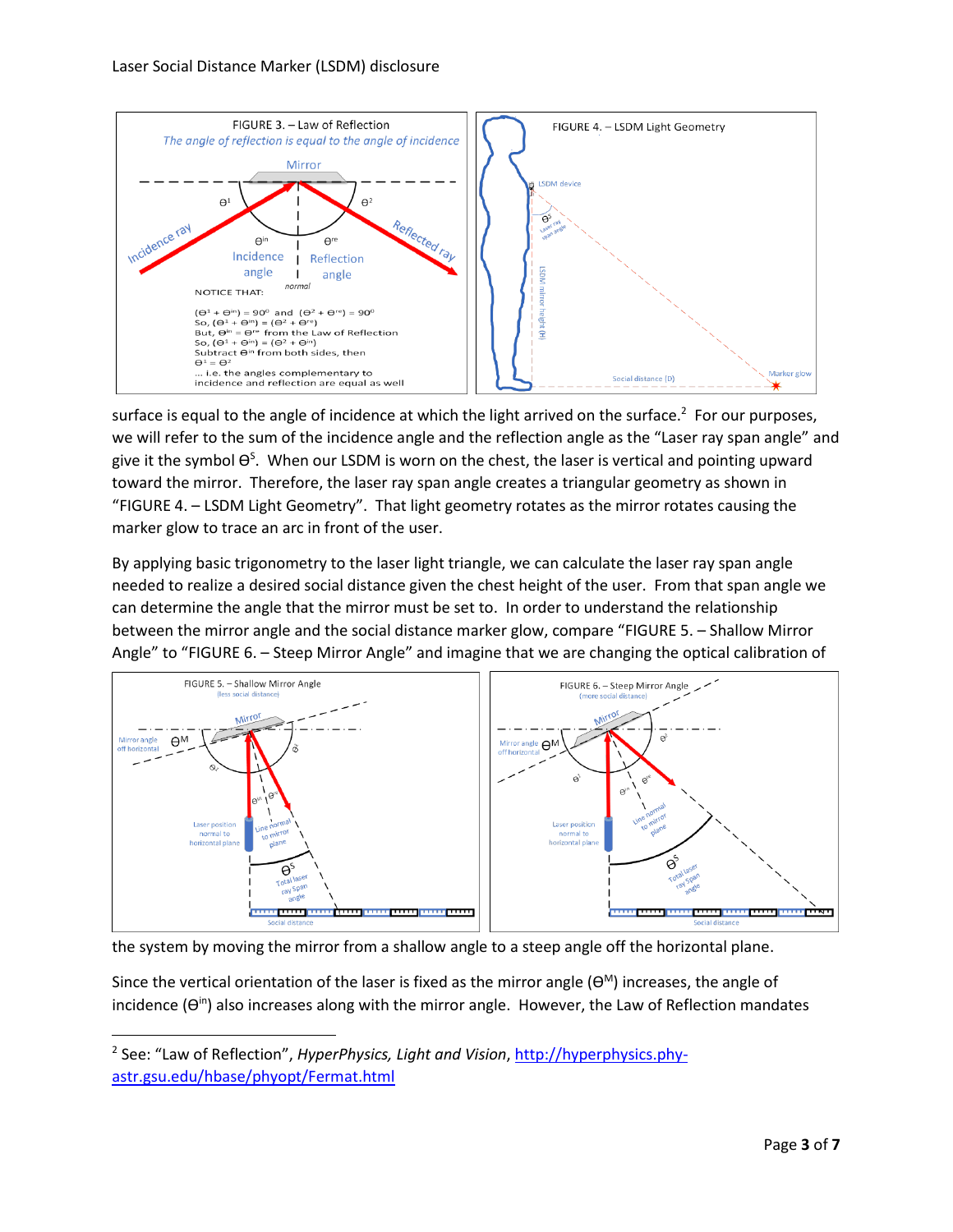FIGURE 3. – Law of Reflection

*The angle of reflection is equal to the angle of incidence*

Mirror

$\Theta^1$

$\Theta^2$

Incidence ray

Reflected ray

$\Theta^{in}$

$\Theta^{re}$

Incidence angle

Reflection angle

normal

NOTICE THAT:

$(\Theta^1 + \Theta^{in}) = 90^0$ and $(\Theta^2 + \Theta^{re}) = 90^0$
So, $(\Theta^1 + \Theta^{in}) = (\Theta^2 + \Theta^{re})$
But, $\Theta^{in} = \Theta^{re}$ from the Law of Reflection
So, $(\Theta^1 + \Theta^{in}) = (\Theta^2 + \Theta^{in})$
Subtract $\Theta^{in}$ from both sides, then
$\Theta^1 = \Theta^2$
... i.e. the angles complementary to incidence and reflection are equal as well

FIGURE 4. – LSDM Light Geometry

LSDM device

$\Theta^S$

Laser ray span angle

LSDM mirror height (H)

Social distance (D)

Marker glow

surface is equal to the angle of incidence at which the light arrived on the surface.[2] For our purposes, we will refer to the sum of the incidence angle and the reflection angle as the "Laser ray span angle" and give it the symbol $\Theta^S$. When our LSDM is worn on the chest, the laser is vertical and pointing upward toward the mirror. Therefore, the laser ray span angle creates a triangular geometry as shown in "FIGURE 4. – LSDM Light Geometry". That light geometry rotates as the mirror rotates causing the marker glow to trace an arc in front of the user.

By applying basic trigonometry to the laser light triangle, we can calculate the laser ray span angle needed to realize a desired social distance given the chest height of the user. From that span angle we can determine the angle that the mirror must be set to. In order to understand the relationship between the mirror angle and the social distance marker glow, compare "FIGURE 5. – Shallow Mirror Angle" to "FIGURE 6. – Steep Mirror Angle" and imagine that we are changing the optical calibration of

FIGURE 5. – Shallow Mirror Angle

(less social distance)

Mirror

Mirror angle off horizontal

$\Theta^M$

$\Theta^1$

$\Theta^2$

$\Theta^{in}$

$\Theta^{re}$

Laser position normal to horizontal plane

Line normal to mirror plane

$\Theta^S$

Total laser ray Span angle

Social distance

FIGURE 6. – Steep Mirror Angle

(more social distance)

Mirror

Mirror angle off horizontal

$\Theta^M$

$\Theta^1$

$\Theta^2$

$\Theta^{in}$

$\Theta^{re}$

Laser position normal to horizontal plane

Line normal to mirror plane

$\Theta^S$

Total laser ray Span angle

Social distance

the system by moving the mirror from a shallow angle to a steep angle off the horizontal plane.

Since the vertical orientation of the laser is fixed as the mirror angle ($\Theta^M$) increases, the angle of incidence ($\Theta^{in}$) also increases along with the mirror angle. However, the Law of Reflection mandates

[2] See: "Law of Reflection", *HyperPhysics, Light and Vision*, http://hyperphysics.phy-astr.gsu.edu/hbase/phyopt/Fermat.html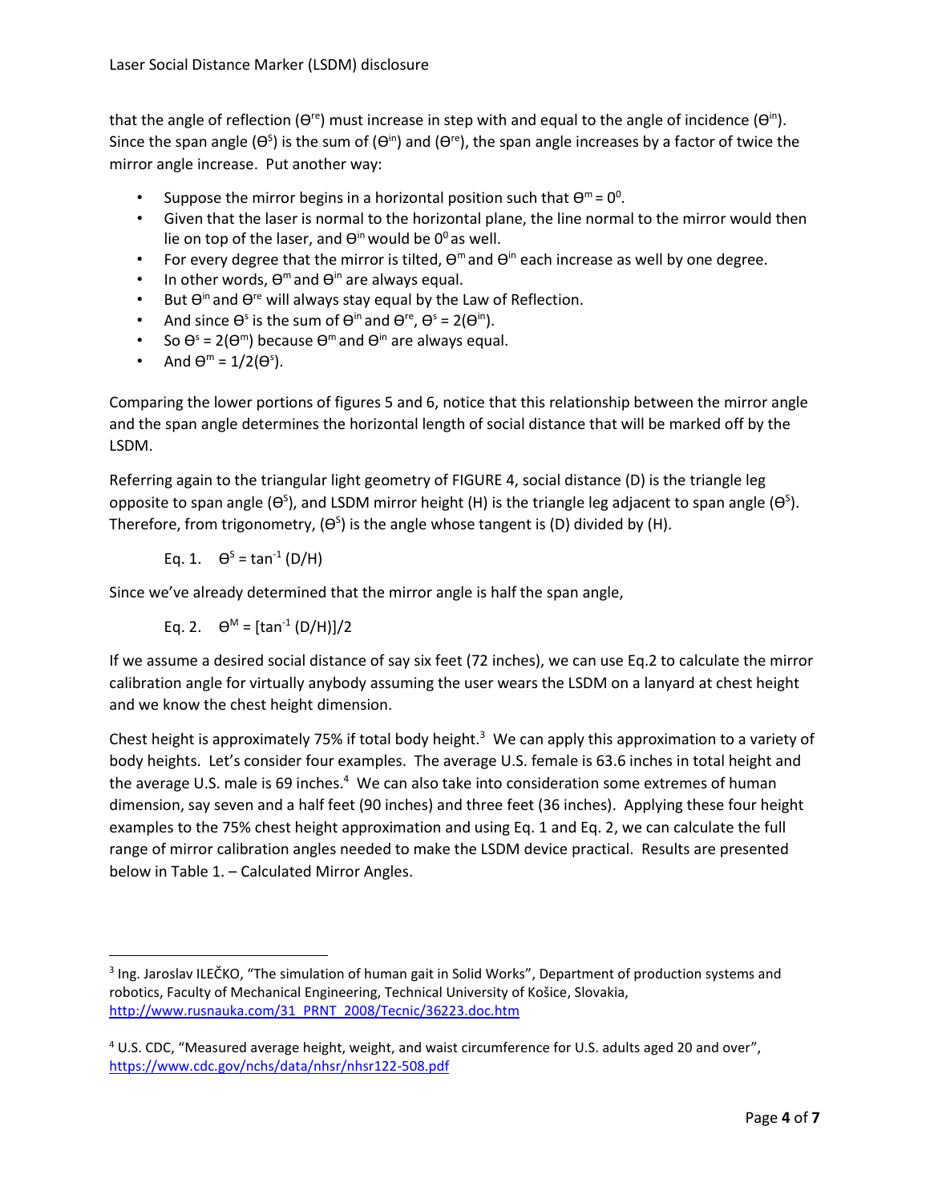that the angle of reflection ($\Theta^{re}$) must increase in step with and equal to the angle of incidence ($\Theta^{in}$). Since the span angle ($\Theta^{S}$) is the sum of ($\Theta^{in}$) and ($\Theta^{re}$), the span angle increases by a factor of twice the mirror angle increase. Put another way:

- Suppose the mirror begins in a horizontal position such that $\Theta^{m} = 0^{0}$.
- Given that the laser is normal to the horizontal plane, the line normal to the mirror would then lie on top of the laser, and $\Theta^{in}$ would be $0^{0}$ as well.
- For every degree that the mirror is tilted, $\Theta^{m}$ and $\Theta^{in}$ each increase as well by one degree.
- In other words, $\Theta^{m}$ and $\Theta^{in}$ are always equal.
- But $\Theta^{in}$ and $\Theta^{re}$ will always stay equal by the Law of Reflection.
- And since $\Theta^{s}$ is the sum of $\Theta^{in}$ and $\Theta^{re}$, $\Theta^{s} = 2(\Theta^{in})$.
- So $\Theta^{s} = 2(\Theta^{m})$ because $\Theta^{m}$ and $\Theta^{in}$ are always equal.
- And $\Theta^{m} = 1/2(\Theta^{s})$.

Comparing the lower portions of figures 5 and 6, notice that this relationship between the mirror angle and the span angle determines the horizontal length of social distance that will be marked off by the LSDM.

Referring again to the triangular light geometry of FIGURE 4, social distance (D) is the triangle leg opposite to span angle ($\Theta^{S}$), and LSDM mirror height (H) is the triangle leg adjacent to span angle ($\Theta^{S}$). Therefore, from trigonometry, ($\Theta^{S}$) is the angle whose tangent is (D) divided by (H).

Eq. 1. $\Theta^{S} = \tan^{-1}(D/H)$

Since we've already determined that the mirror angle is half the span angle,

Eq. 2. $\Theta^{M} = [\tan^{-1}(D/H)]/2$

If we assume a desired social distance of say six feet (72 inches), we can use Eq.2 to calculate the mirror calibration angle for virtually anybody assuming the user wears the LSDM on a lanyard at chest height and we know the chest height dimension.

Chest height is approximately 75% if total body height.[3] We can apply this approximation to a variety of body heights. Let's consider four examples. The average U.S. female is 63.6 inches in total height and the average U.S. male is 69 inches.[4] We can also take into consideration some extremes of human dimension, say seven and a half feet (90 inches) and three feet (36 inches). Applying these four height examples to the 75% chest height approximation and using Eq. 1 and Eq. 2, we can calculate the full range of mirror calibration angles needed to make the LSDM device practical. Results are presented below in Table 1. – Calculated Mirror Angles.

---

[3] Ing. Jaroslav ILEČKO, "The simulation of human gait in Solid Works", Department of production systems and robotics, Faculty of Mechanical Engineering, Technical University of Košice, Slovakia, http://www.rusnauka.com/31_PRNT_2008/Tecnic/36223.doc.htm

[4] U.S. CDC, "Measured average height, weight, and waist circumference for U.S. adults aged 20 and over", https://www.cdc.gov/nchs/data/nhsr/nhsr122-508.pdf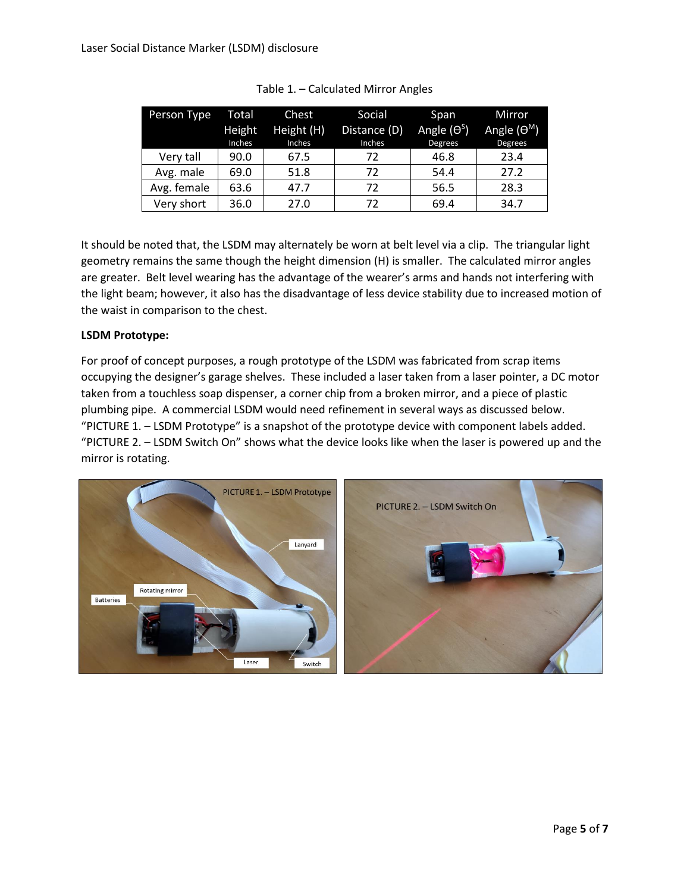Table 1. – Calculated Mirror Angles

| Person Type | Total Height Inches | Chest Height (H) Inches | Social Distance (D) Inches | Span Angle ($\Theta^S$) Degrees | Mirror Angle ($\Theta^M$) Degrees |
|---|---|---|---|---|---|
| Very tall | 90.0 | 67.5 | 72 | 46.8 | 23.4 |
| Avg. male | 69.0 | 51.8 | 72 | 54.4 | 27.2 |
| Avg. female | 63.6 | 47.7 | 72 | 56.5 | 28.3 |
| Very short | 36.0 | 27.0 | 72 | 69.4 | 34.7 |

It should be noted that, the LSDM may alternately be worn at belt level via a clip. The triangular light geometry remains the same though the height dimension (H) is smaller. The calculated mirror angles are greater. Belt level wearing has the advantage of the wearer's arms and hands not interfering with the light beam; however, it also has the disadvantage of less device stability due to increased motion of the waist in comparison to the chest.

**LSDM Prototype:**

For proof of concept purposes, a rough prototype of the LSDM was fabricated from scrap items occupying the designer's garage shelves. These included a laser taken from a laser pointer, a DC motor taken from a touchless soap dispenser, a corner chip from a broken mirror, and a piece of plastic plumbing pipe. A commercial LSDM would need refinement in several ways as discussed below. "PICTURE 1. – LSDM Prototype" is a snapshot of the prototype device with component labels added. "PICTURE 2. – LSDM Switch On" shows what the device looks like when the laser is powered up and the mirror is rotating.

PICTURE 1. – LSDM Prototype

Lanyard

Rotating mirror

Batteries

Laser

Switch

PICTURE 2. – LSDM Switch On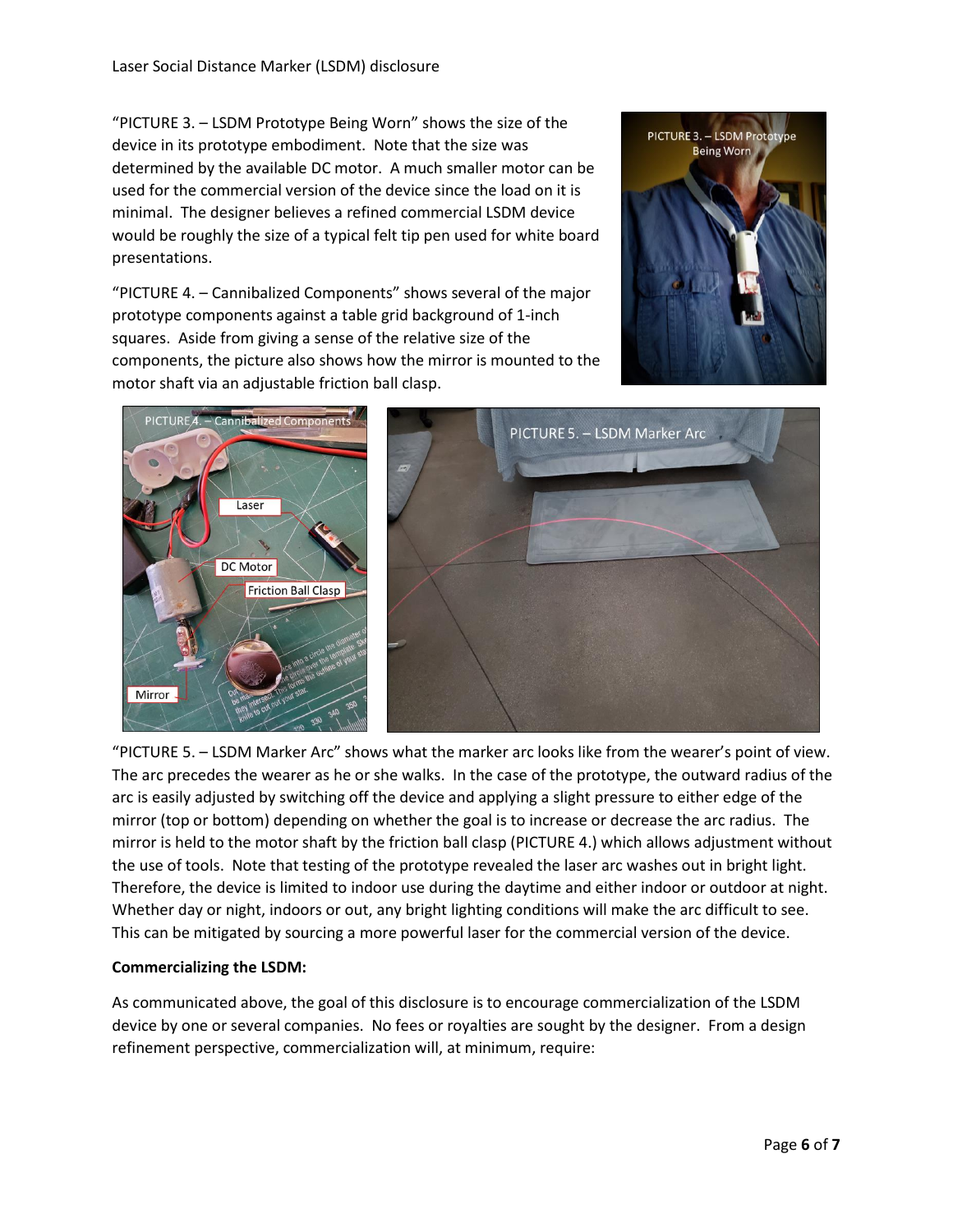"PICTURE 3. – LSDM Prototype Being Worn" shows the size of the device in its prototype embodiment. Note that the size was determined by the available DC motor. A much smaller motor can be used for the commercial version of the device since the load on it is minimal. The designer believes a refined commercial LSDM device would be roughly the size of a typical felt tip pen used for white board presentations.

"PICTURE 4. – Cannibalized Components" shows several of the major prototype components against a table grid background of 1-inch squares. Aside from giving a sense of the relative size of the components, the picture also shows how the mirror is mounted to the motor shaft via an adjustable friction ball clasp.

"PICTURE 5. – LSDM Marker Arc" shows what the marker arc looks like from the wearer's point of view. The arc precedes the wearer as he or she walks. In the case of the prototype, the outward radius of the arc is easily adjusted by switching off the device and applying a slight pressure to either edge of the mirror (top or bottom) depending on whether the goal is to increase or decrease the arc radius. The mirror is held to the motor shaft by the friction ball clasp (PICTURE 4.) which allows adjustment without the use of tools. Note that testing of the prototype revealed the laser arc washes out in bright light. Therefore, the device is limited to indoor use during the daytime and either indoor or outdoor at night. Whether day or night, indoors or out, any bright lighting conditions will make the arc difficult to see. This can be mitigated by sourcing a more powerful laser for the commercial version of the device.

**Commercializing the LSDM:**

As communicated above, the goal of this disclosure is to encourage commercialization of the LSDM device by one or several companies. No fees or royalties are sought by the designer. From a design refinement perspective, commercialization will, at minimum, require: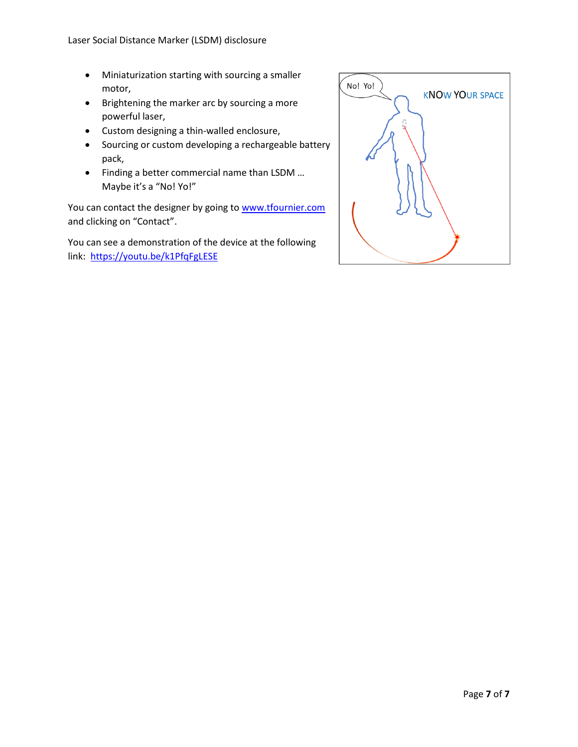- Miniaturization starting with sourcing a smaller motor,
- Brightening the marker arc by sourcing a more powerful laser,
- Custom designing a thin-walled enclosure,
- Sourcing or custom developing a rechargeable battery pack,
- Finding a better commercial name than LSDM … Maybe it's a "No! Yo!"

You can contact the designer by going to www.tfournier.com and clicking on "Contact".

You can see a demonstration of the device at the following link: https://youtu.be/k1PfqFgLESE